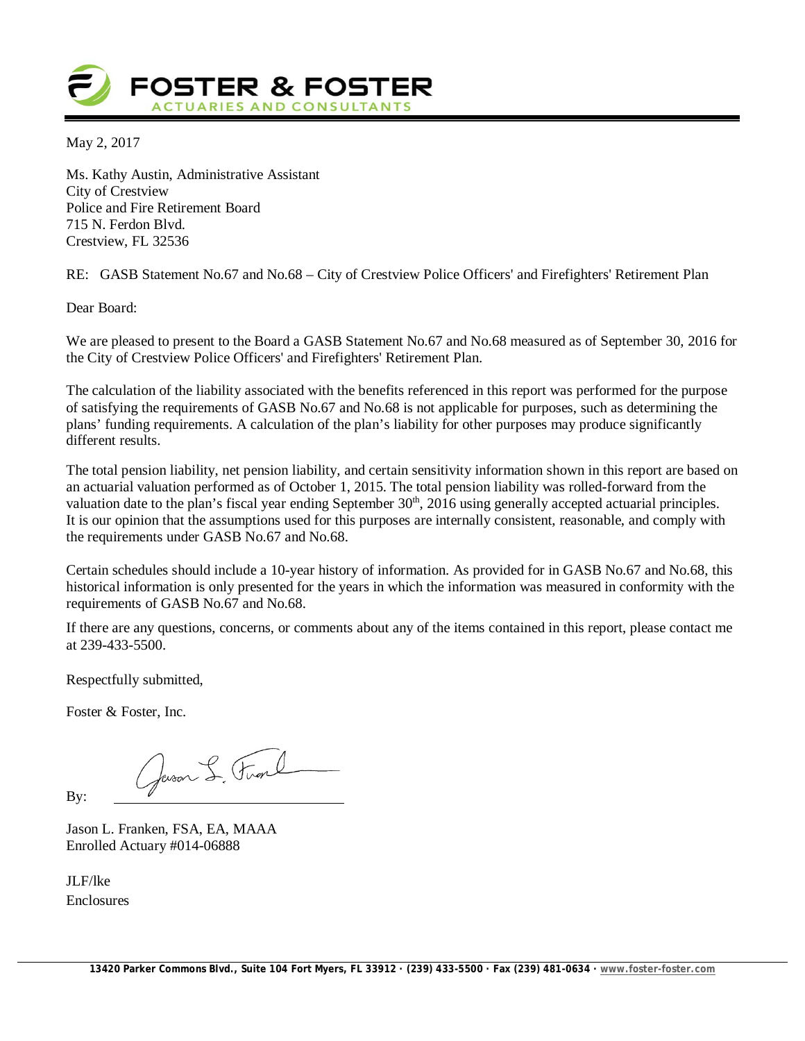**FOSTER & FOSTER**
ACTUARIES AND CONSULTANTS

May 2, 2017

Ms. Kathy Austin, Administrative Assistant
City of Crestview
Police and Fire Retirement Board
715 N. Ferdon Blvd.
Crestview, FL 32536

RE: GASB Statement No.67 and No.68 – City of Crestview Police Officers' and Firefighters' Retirement Plan

Dear Board:

We are pleased to present to the Board a GASB Statement No.67 and No.68 measured as of September 30, 2016 for the City of Crestview Police Officers' and Firefighters' Retirement Plan.

The calculation of the liability associated with the benefits referenced in this report was performed for the purpose of satisfying the requirements of GASB No.67 and No.68 is not applicable for purposes, such as determining the plans' funding requirements. A calculation of the plan's liability for other purposes may produce significantly different results.

The total pension liability, net pension liability, and certain sensitivity information shown in this report are based on an actuarial valuation performed as of October 1, 2015. The total pension liability was rolled-forward from the valuation date to the plan's fiscal year ending September 30th, 2016 using generally accepted actuarial principles. It is our opinion that the assumptions used for this purposes are internally consistent, reasonable, and comply with the requirements under GASB No.67 and No.68.

Certain schedules should include a 10-year history of information. As provided for in GASB No.67 and No.68, this historical information is only presented for the years in which the information was measured in conformity with the requirements of GASB No.67 and No.68.

If there are any questions, concerns, or comments about any of the items contained in this report, please contact me at 239-433-5500.

Respectfully submitted,

Foster & Foster, Inc.

By: ______________________

Jason L. Franken, FSA, EA, MAAA
Enrolled Actuary #014-06888

JLF/lke
Enclosures

13420 Parker Commons Blvd., Suite 104 Fort Myers, FL 33912 · (239) 433-5500 · Fax (239) 481-0634 · www.foster-foster.com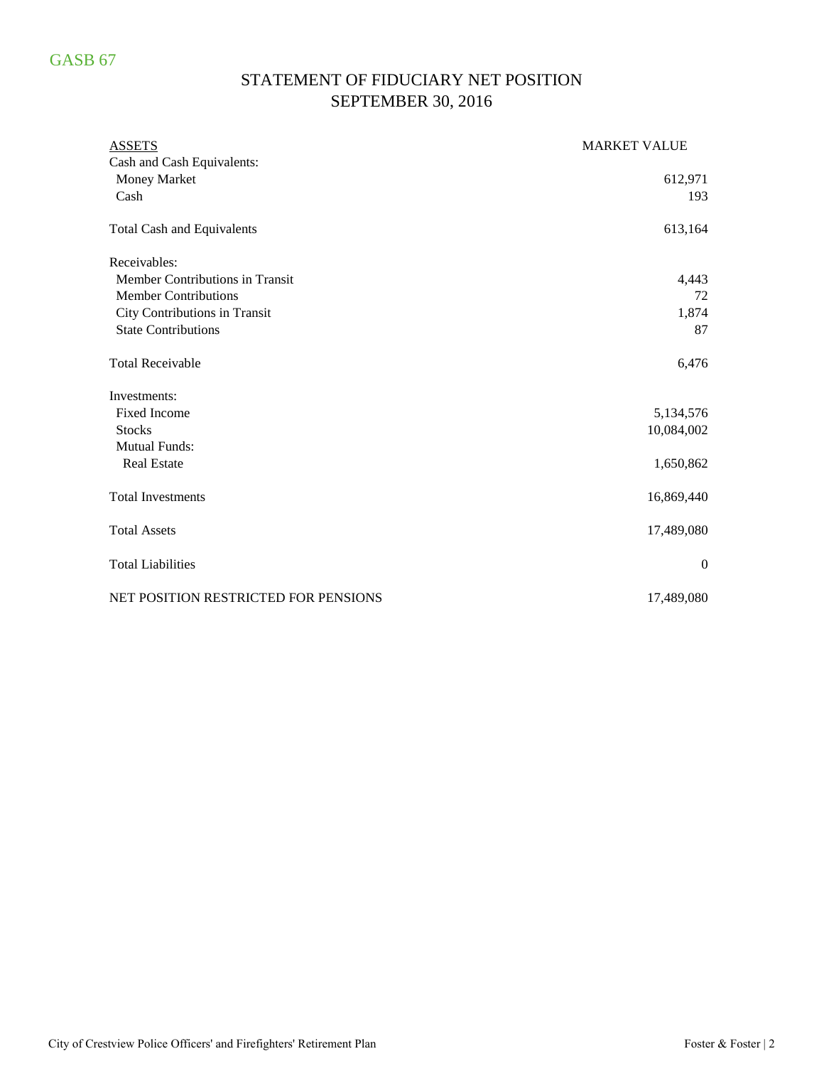GASB 67

# STATEMENT OF FIDUCIARY NET POSITION
## SEPTEMBER 30, 2016

| ASSETS | MARKET VALUE |
| --- | --- |
| Cash and Cash Equivalents: | |
| Money Market | 612,971 |
| Cash | 193 |
| | |
| Total Cash and Equivalents | 613,164 |
| | |
| Receivables: | |
| Member Contributions in Transit | 4,443 |
| Member Contributions | 72 |
| City Contributions in Transit | 1,874 |
| State Contributions | 87 |
| | |
| Total Receivable | 6,476 |
| | |
| Investments: | |
| Fixed Income | 5,134,576 |
| Stocks | 10,084,002 |
| Mutual Funds: | |
| Real Estate | 1,650,862 |
| | |
| Total Investments | 16,869,440 |
| | |
| Total Assets | 17,489,080 |
| | |
| Total Liabilities | 0 |
| | |
| NET POSITION RESTRICTED FOR PENSIONS | 17,489,080 |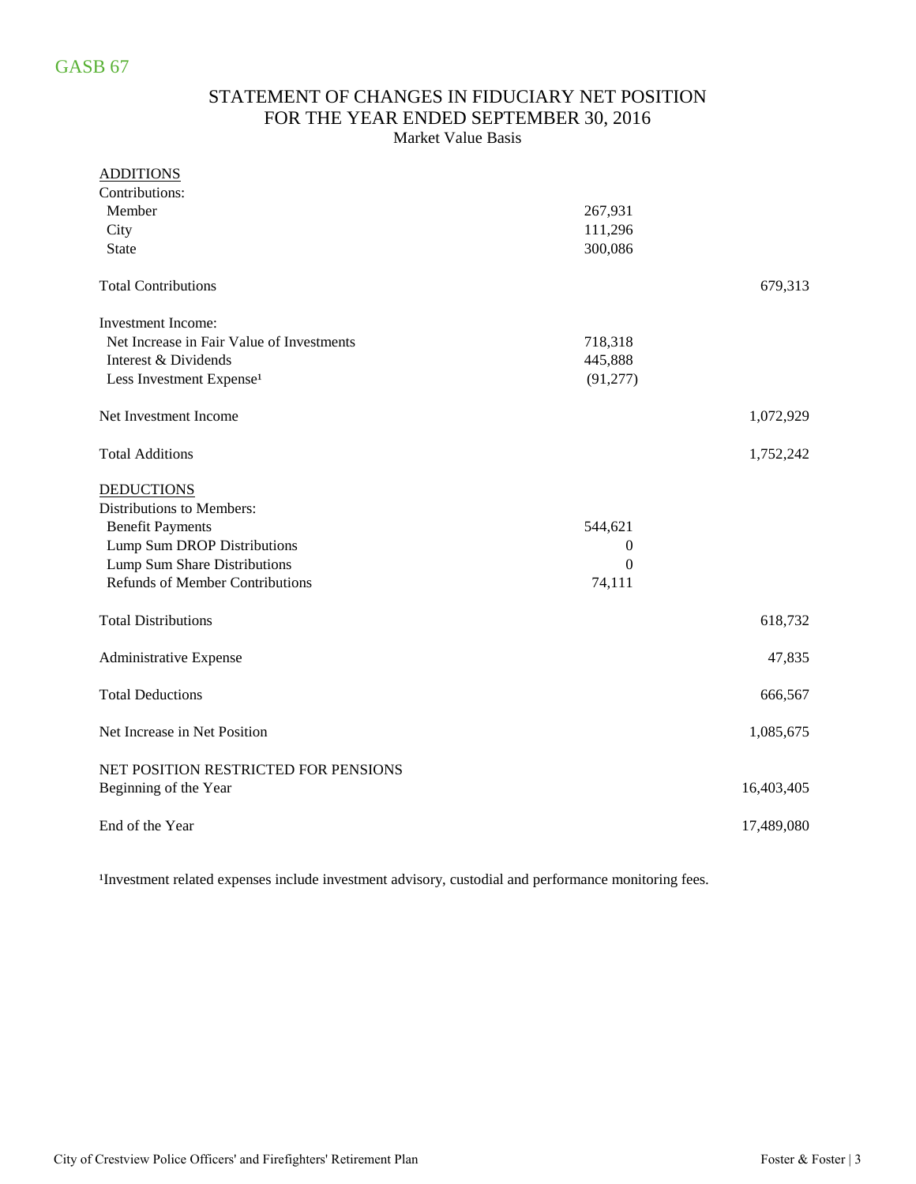GASB 67

# STATEMENT OF CHANGES IN FIDUCIARY NET POSITION
## FOR THE YEAR ENDED SEPTEMBER 30, 2016
Market Value Basis

| | | |
|---|---|---|
| ADDITIONS | | |
| Contributions: | | |
| Member | 267,931 | |
| City | 111,296 | |
| State | 300,086 | |
| Total Contributions | | 679,313 |
| Investment Income: | | |
| Net Increase in Fair Value of Investments | 718,318 | |
| Interest & Dividends | 445,888 | |
| Less Investment Expense[1] | (91,277) | |
| Net Investment Income | | 1,072,929 |
| Total Additions | | 1,752,242 |
| DEDUCTIONS | | |
| Distributions to Members: | | |
| Benefit Payments | 544,621 | |
| Lump Sum DROP Distributions | 0 | |
| Lump Sum Share Distributions | 0 | |
| Refunds of Member Contributions | 74,111 | |
| Total Distributions | | 618,732 |
| Administrative Expense | | 47,835 |
| Total Deductions | | 666,567 |
| Net Increase in Net Position | | 1,085,675 |
| NET POSITION RESTRICTED FOR PENSIONS | | |
| Beginning of the Year | | 16,403,405 |
| End of the Year | | 17,489,080 |

[1]Investment related expenses include investment advisory, custodial and performance monitoring fees.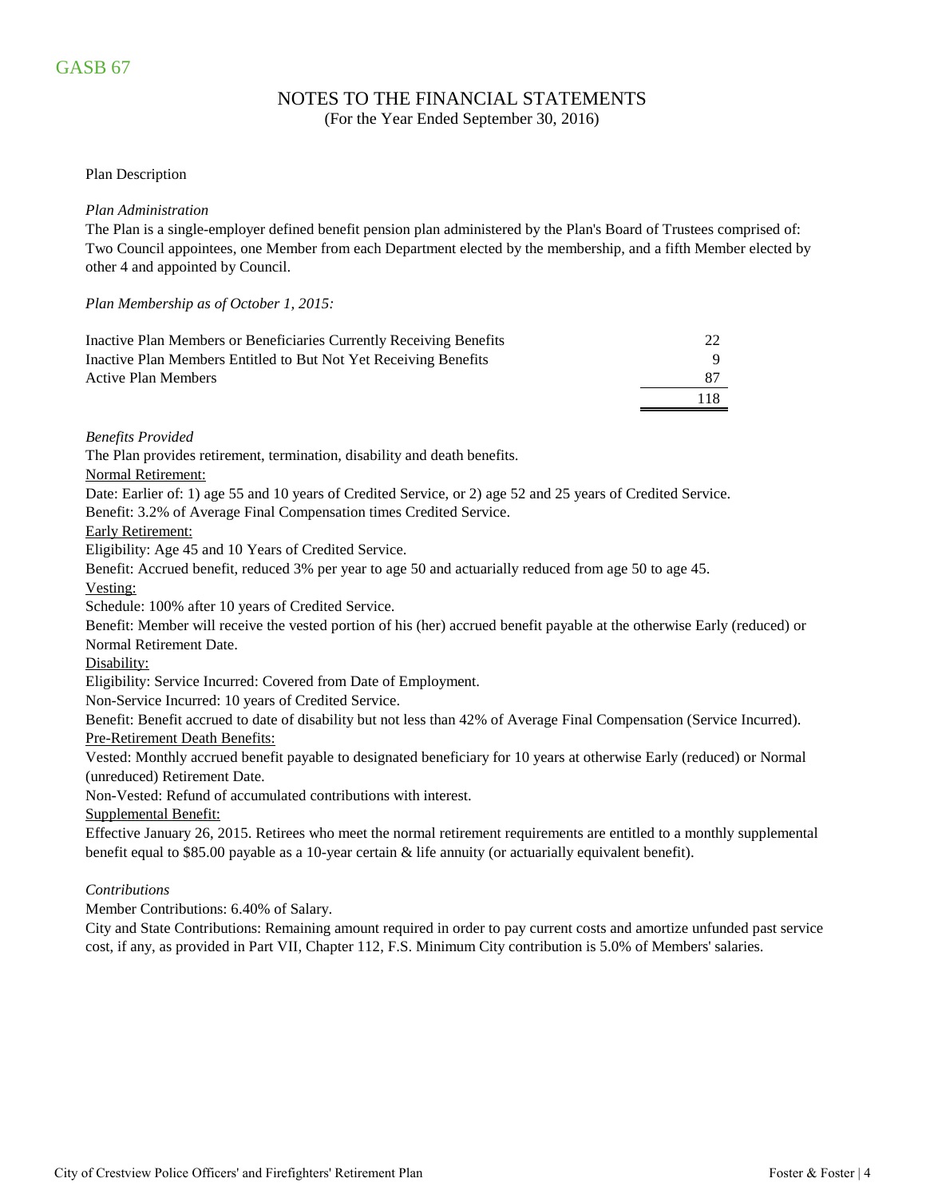GASB 67

# NOTES TO THE FINANCIAL STATEMENTS

(For the Year Ended September 30, 2016)

Plan Description

*Plan Administration*

The Plan is a single-employer defined benefit pension plan administered by the Plan's Board of Trustees comprised of: Two Council appointees, one Member from each Department elected by the membership, and a fifth Member elected by other 4 and appointed by Council.

*Plan Membership as of October 1, 2015:*

| | |
|---|---|
| Inactive Plan Members or Beneficiaries Currently Receiving Benefits | 22 |
| Inactive Plan Members Entitled to But Not Yet Receiving Benefits | 9 |
| Active Plan Members | 87 |
| | 118 |

*Benefits Provided*

The Plan provides retirement, termination, disability and death benefits.

Normal Retirement:

Date: Earlier of: 1) age 55 and 10 years of Credited Service, or 2) age 52 and 25 years of Credited Service.

Benefit: 3.2% of Average Final Compensation times Credited Service.

Early Retirement:

Eligibility: Age 45 and 10 Years of Credited Service.

Benefit: Accrued benefit, reduced 3% per year to age 50 and actuarially reduced from age 50 to age 45.

Vesting:

Schedule: 100% after 10 years of Credited Service.

Benefit: Member will receive the vested portion of his (her) accrued benefit payable at the otherwise Early (reduced) or Normal Retirement Date.

Disability:

Eligibility: Service Incurred: Covered from Date of Employment.

Non-Service Incurred: 10 years of Credited Service.

Benefit: Benefit accrued to date of disability but not less than 42% of Average Final Compensation (Service Incurred).

Pre-Retirement Death Benefits:

Vested: Monthly accrued benefit payable to designated beneficiary for 10 years at otherwise Early (reduced) or Normal (unreduced) Retirement Date.

Non-Vested: Refund of accumulated contributions with interest.

Supplemental Benefit:

Effective January 26, 2015. Retirees who meet the normal retirement requirements are entitled to a monthly supplemental benefit equal to $85.00 payable as a 10-year certain & life annuity (or actuarially equivalent benefit).

*Contributions*

Member Contributions: 6.40% of Salary.

City and State Contributions: Remaining amount required in order to pay current costs and amortize unfunded past service cost, if any, as provided in Part VII, Chapter 112, F.S. Minimum City contribution is 5.0% of Members' salaries.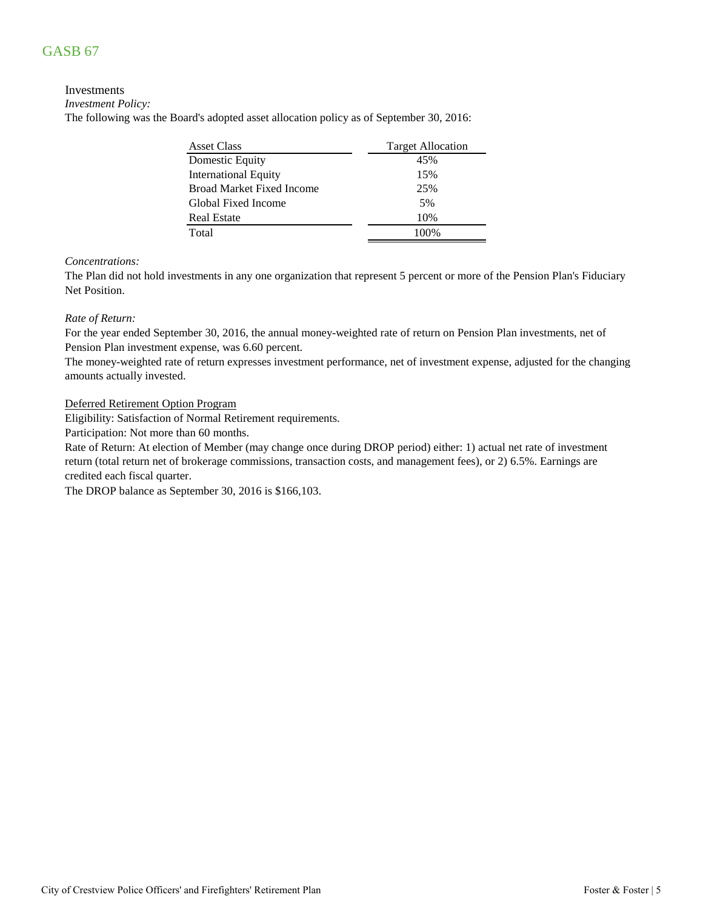# GASB 67

## Investments

*Investment Policy:*

The following was the Board's adopted asset allocation policy as of September 30, 2016:

| Asset Class | Target Allocation |
|---|---|
| Domestic Equity | 45% |
| International Equity | 15% |
| Broad Market Fixed Income | 25% |
| Global Fixed Income | 5% |
| Real Estate | 10% |
| Total | 100% |

*Concentrations:*

The Plan did not hold investments in any one organization that represent 5 percent or more of the Pension Plan's Fiduciary Net Position.

*Rate of Return:*

For the year ended September 30, 2016, the annual money-weighted rate of return on Pension Plan investments, net of Pension Plan investment expense, was 6.60 percent.

The money-weighted rate of return expresses investment performance, net of investment expense, adjusted for the changing amounts actually invested.

<u>Deferred Retirement Option Program</u>

Eligibility: Satisfaction of Normal Retirement requirements.

Participation: Not more than 60 months.

Rate of Return: At election of Member (may change once during DROP period) either: 1) actual net rate of investment return (total return net of brokerage commissions, transaction costs, and management fees), or 2) 6.5%. Earnings are credited each fiscal quarter.

The DROP balance as September 30, 2016 is $166,103.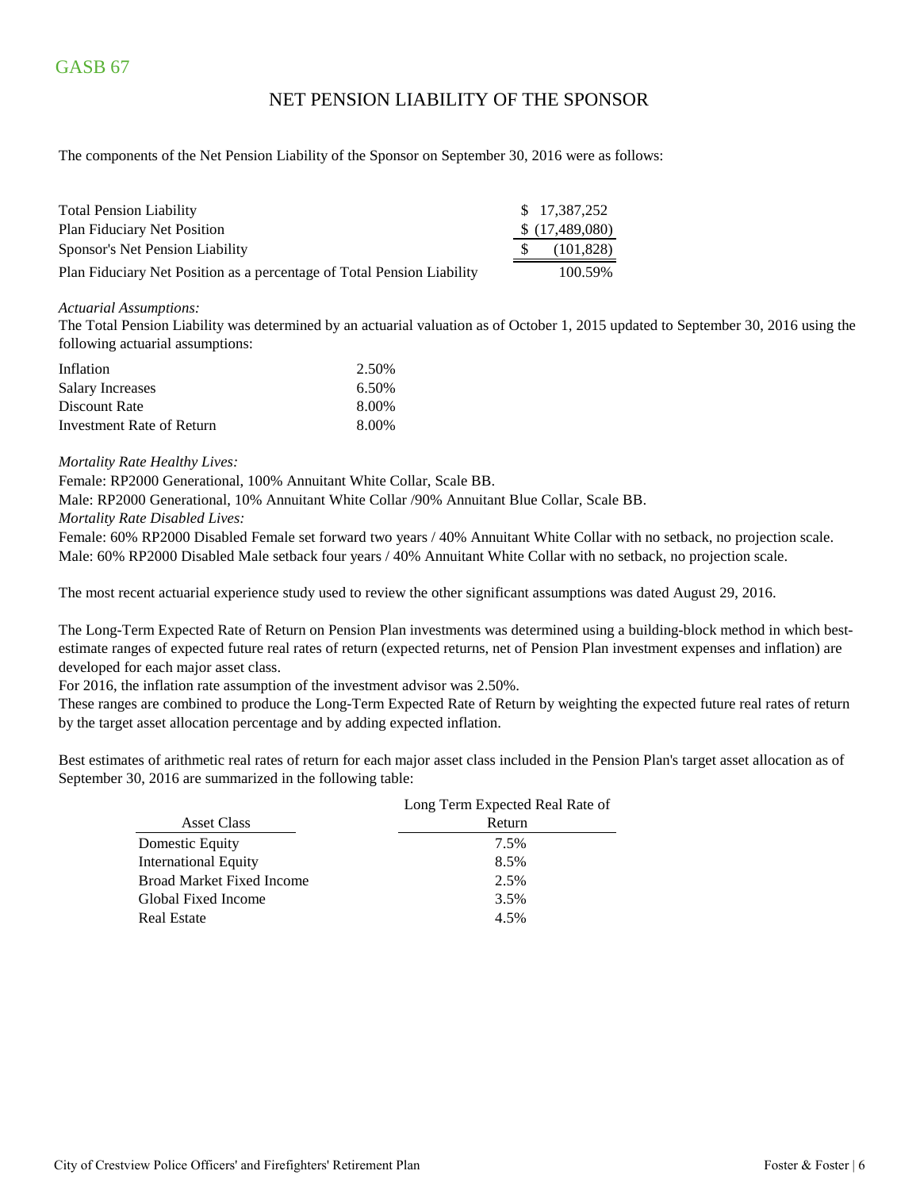GASB 67

## NET PENSION LIABILITY OF THE SPONSOR

The components of the Net Pension Liability of the Sponsor on September 30, 2016 were as follows:

| | |
|---|---|
| Total Pension Liability | $ 17,387,252 |
| Plan Fiduciary Net Position | $ (17,489,080) |
| Sponsor's Net Pension Liability | $ (101,828) |
| Plan Fiduciary Net Position as a percentage of Total Pension Liability | 100.59% |

*Actuarial Assumptions:*

The Total Pension Liability was determined by an actuarial valuation as of October 1, 2015 updated to September 30, 2016 using the following actuarial assumptions:

| | |
|---|---|
| Inflation | 2.50% |
| Salary Increases | 6.50% |
| Discount Rate | 8.00% |
| Investment Rate of Return | 8.00% |

*Mortality Rate Healthy Lives:*

Female: RP2000 Generational, 100% Annuitant White Collar, Scale BB.

Male: RP2000 Generational, 10% Annuitant White Collar /90% Annuitant Blue Collar, Scale BB.

*Mortality Rate Disabled Lives:*

Female: 60% RP2000 Disabled Female set forward two years / 40% Annuitant White Collar with no setback, no projection scale.

Male: 60% RP2000 Disabled Male setback four years / 40% Annuitant White Collar with no setback, no projection scale.

The most recent actuarial experience study used to review the other significant assumptions was dated August 29, 2016.

The Long-Term Expected Rate of Return on Pension Plan investments was determined using a building-block method in which best-estimate ranges of expected future real rates of return (expected returns, net of Pension Plan investment expenses and inflation) are developed for each major asset class.

For 2016, the inflation rate assumption of the investment advisor was 2.50%.

These ranges are combined to produce the Long-Term Expected Rate of Return by weighting the expected future real rates of return by the target asset allocation percentage and by adding expected inflation.

Best estimates of arithmetic real rates of return for each major asset class included in the Pension Plan's target asset allocation as of September 30, 2016 are summarized in the following table:

| Asset Class | Long Term Expected Real Rate of Return |
|---|---|
| Domestic Equity | 7.5% |
| International Equity | 8.5% |
| Broad Market Fixed Income | 2.5% |
| Global Fixed Income | 3.5% |
| Real Estate | 4.5% |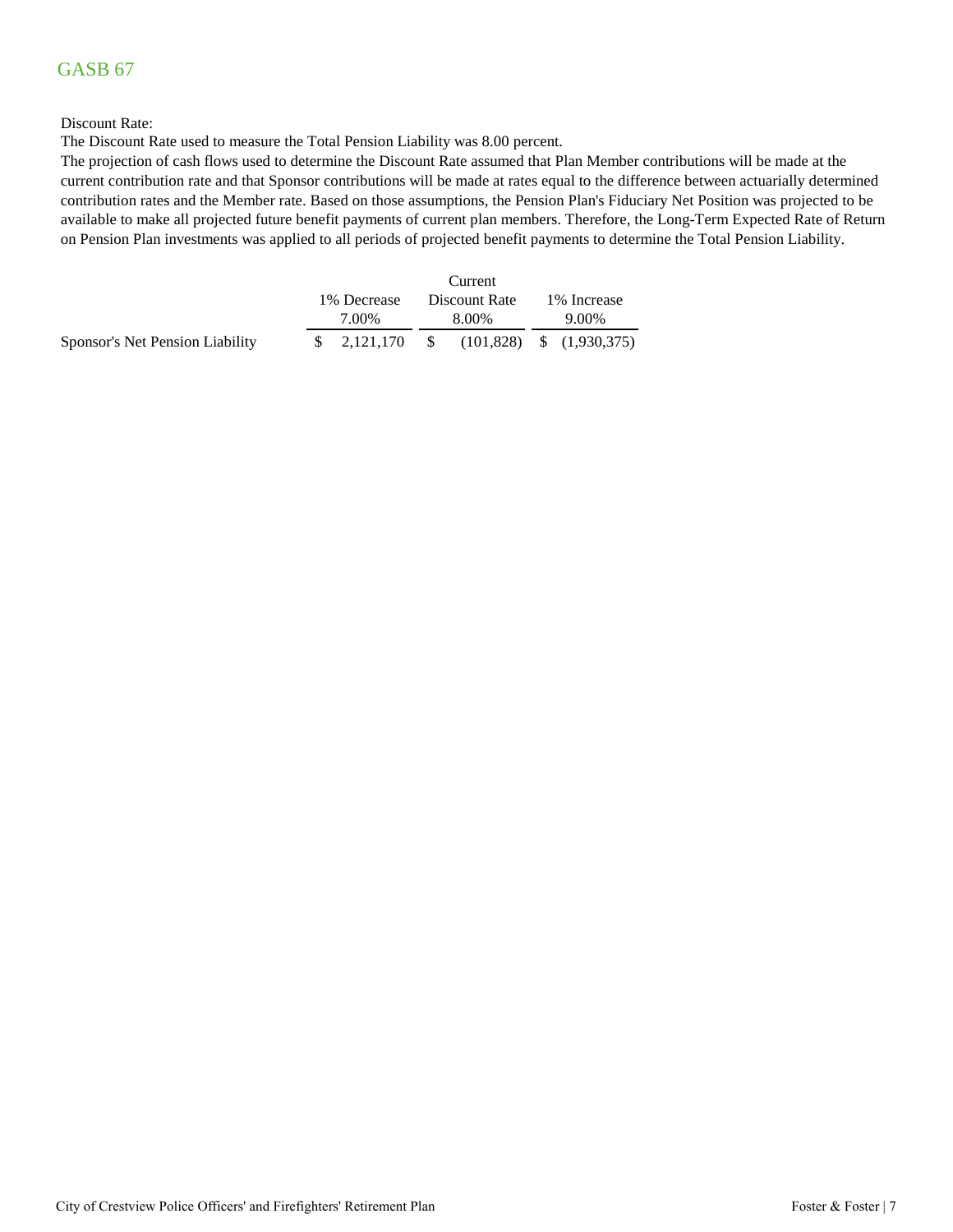# GASB 67

Discount Rate:

The Discount Rate used to measure the Total Pension Liability was 8.00 percent.

The projection of cash flows used to determine the Discount Rate assumed that Plan Member contributions will be made at the current contribution rate and that Sponsor contributions will be made at rates equal to the difference between actuarially determined contribution rates and the Member rate. Based on those assumptions, the Pension Plan's Fiduciary Net Position was projected to be available to make all projected future benefit payments of current plan members. Therefore, the Long-Term Expected Rate of Return on Pension Plan investments was applied to all periods of projected benefit payments to determine the Total Pension Liability.

| | 1% Decrease 7.00% | Current Discount Rate 8.00% | 1% Increase 9.00% |
|---|---|---|---|
| Sponsor's Net Pension Liability | $ 2,121,170 | $ (101,828) | $ (1,930,375) |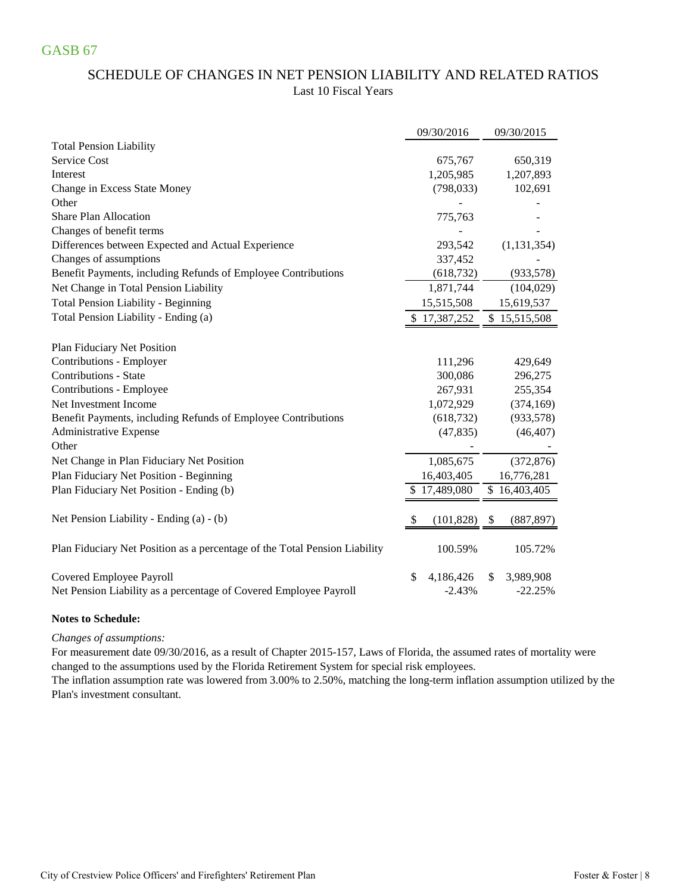GASB 67

## SCHEDULE OF CHANGES IN NET PENSION LIABILITY AND RELATED RATIOS

Last 10 Fiscal Years

| | 09/30/2016 | 09/30/2015 |
|---|---|---|
| **Total Pension Liability** | | |
| Service Cost | 675,767 | 650,319 |
| Interest | 1,205,985 | 1,207,893 |
| Change in Excess State Money | (798,033) | 102,691 |
| Other | - | - |
| Share Plan Allocation | 775,763 | - |
| Changes of benefit terms | - | - |
| Differences between Expected and Actual Experience | 293,542 | (1,131,354) |
| Changes of assumptions | 337,452 | - |
| Benefit Payments, including Refunds of Employee Contributions | (618,732) | (933,578) |
| Net Change in Total Pension Liability | 1,871,744 | (104,029) |
| Total Pension Liability - Beginning | 15,515,508 | 15,619,537 |
| Total Pension Liability - Ending (a) | $ 17,387,252 | $ 15,515,508 |
| | | |
| **Plan Fiduciary Net Position** | | |
| Contributions - Employer | 111,296 | 429,649 |
| Contributions - State | 300,086 | 296,275 |
| Contributions - Employee | 267,931 | 255,354 |
| Net Investment Income | 1,072,929 | (374,169) |
| Benefit Payments, including Refunds of Employee Contributions | (618,732) | (933,578) |
| Administrative Expense | (47,835) | (46,407) |
| Other | - | - |
| Net Change in Plan Fiduciary Net Position | 1,085,675 | (372,876) |
| Plan Fiduciary Net Position - Beginning | 16,403,405 | 16,776,281 |
| Plan Fiduciary Net Position - Ending (b) | $ 17,489,080 | $ 16,403,405 |
| | | |
| Net Pension Liability - Ending (a) - (b) | $ (101,828) | $ (887,897) |
| | | |
| Plan Fiduciary Net Position as a percentage of the Total Pension Liability | 100.59% | 105.72% |
| | | |
| Covered Employee Payroll | $ 4,186,426 | $ 3,989,908 |
| Net Pension Liability as a percentage of Covered Employee Payroll | -2.43% | -22.25% |

**Notes to Schedule:**

*Changes of assumptions:*

For measurement date 09/30/2016, as a result of Chapter 2015-157, Laws of Florida, the assumed rates of mortality were changed to the assumptions used by the Florida Retirement System for special risk employees.

The inflation assumption rate was lowered from 3.00% to 2.50%, matching the long-term inflation assumption utilized by the Plan's investment consultant.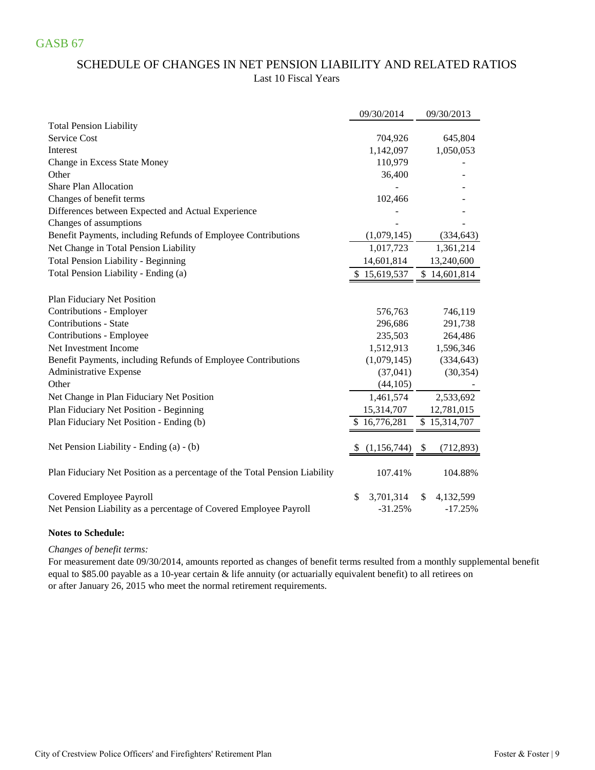GASB 67

## SCHEDULE OF CHANGES IN NET PENSION LIABILITY AND RELATED RATIOS

Last 10 Fiscal Years

| | 09/30/2014 | 09/30/2013 |
|---|---|---|
| **Total Pension Liability** | | |
| Service Cost | 704,926 | 645,804 |
| Interest | 1,142,097 | 1,050,053 |
| Change in Excess State Money | 110,979 | - |
| Other | 36,400 | - |
| Share Plan Allocation | - | - |
| Changes of benefit terms | 102,466 | - |
| Differences between Expected and Actual Experience | - | - |
| Changes of assumptions | - | - |
| Benefit Payments, including Refunds of Employee Contributions | (1,079,145) | (334,643) |
| Net Change in Total Pension Liability | 1,017,723 | 1,361,214 |
| Total Pension Liability - Beginning | 14,601,814 | 13,240,600 |
| Total Pension Liability - Ending (a) | $ 15,619,537 | $ 14,601,814 |
| | | |
| **Plan Fiduciary Net Position** | | |
| Contributions - Employer | 576,763 | 746,119 |
| Contributions - State | 296,686 | 291,738 |
| Contributions - Employee | 235,503 | 264,486 |
| Net Investment Income | 1,512,913 | 1,596,346 |
| Benefit Payments, including Refunds of Employee Contributions | (1,079,145) | (334,643) |
| Administrative Expense | (37,041) | (30,354) |
| Other | (44,105) | - |
| Net Change in Plan Fiduciary Net Position | 1,461,574 | 2,533,692 |
| Plan Fiduciary Net Position - Beginning | 15,314,707 | 12,781,015 |
| Plan Fiduciary Net Position - Ending (b) | $ 16,776,281 | $ 15,314,707 |
| | | |
| Net Pension Liability - Ending (a) - (b) | $ (1,156,744) | $ (712,893) |
| | | |
| Plan Fiduciary Net Position as a percentage of the Total Pension Liability | 107.41% | 104.88% |
| | | |
| Covered Employee Payroll | $ 3,701,314 | $ 4,132,599 |
| Net Pension Liability as a percentage of Covered Employee Payroll | -31.25% | -17.25% |

**Notes to Schedule:**

*Changes of benefit terms:*

For measurement date 09/30/2014, amounts reported as changes of benefit terms resulted from a monthly supplemental benefit equal to $85.00 payable as a 10-year certain & life annuity (or actuarially equivalent benefit) to all retirees on or after January 26, 2015 who meet the normal retirement requirements.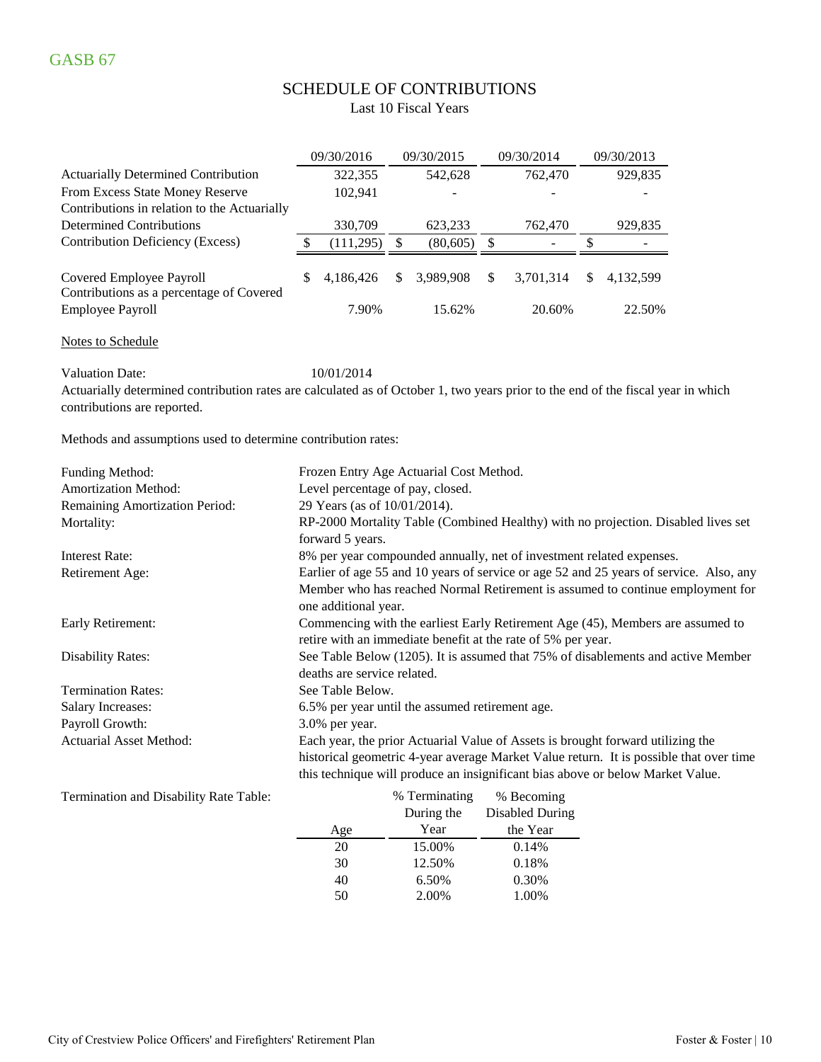GASB 67

# SCHEDULE OF CONTRIBUTIONS

Last 10 Fiscal Years

| | 09/30/2016 | 09/30/2015 | 09/30/2014 | 09/30/2013 |
|---|---|---|---|---|
| Actuarially Determined Contribution | 322,355 | 542,628 | 762,470 | 929,835 |
| From Excess State Money Reserve | 102,941 | - | - | - |
| Contributions in relation to the Actuarially Determined Contributions | 330,709 | 623,233 | 762,470 | 929,835 |
| Contribution Deficiency (Excess) | $ (111,295) | $ (80,605) | $ - | $ - |
| Covered Employee Payroll | $ 4,186,426 | $ 3,989,908 | $ 3,701,314 | $ 4,132,599 |
| Contributions as a percentage of Covered Employee Payroll | 7.90% | 15.62% | 20.60% | 22.50% |

Notes to Schedule

Valuation Date: 10/01/2014

Actuarially determined contribution rates are calculated as of October 1, two years prior to the end of the fiscal year in which contributions are reported.

Methods and assumptions used to determine contribution rates:

| | |
|---|---|
| Funding Method: | Frozen Entry Age Actuarial Cost Method. |
| Amortization Method: | Level percentage of pay, closed. |
| Remaining Amortization Period: | 29 Years (as of 10/01/2014). |
| Mortality: | RP-2000 Mortality Table (Combined Healthy) with no projection. Disabled lives set forward 5 years. |
| Interest Rate: | 8% per year compounded annually, net of investment related expenses. |
| Retirement Age: | Earlier of age 55 and 10 years of service or age 52 and 25 years of service. Also, any Member who has reached Normal Retirement is assumed to continue employment for one additional year. |
| Early Retirement: | Commencing with the earliest Early Retirement Age (45), Members are assumed to retire with an immediate benefit at the rate of 5% per year. |
| Disability Rates: | See Table Below (1205). It is assumed that 75% of disablements and active Member deaths are service related. |
| Termination Rates: | See Table Below. |
| Salary Increases: | 6.5% per year until the assumed retirement age. |
| Payroll Growth: | 3.0% per year. |
| Actuarial Asset Method: | Each year, the prior Actuarial Value of Assets is brought forward utilizing the historical geometric 4-year average Market Value return. It is possible that over time this technique will produce an insignificant bias above or below Market Value. |

Termination and Disability Rate Table:

| Age | % Terminating During the Year | % Becoming Disabled During the Year |
|---|---|---|
| 20 | 15.00% | 0.14% |
| 30 | 12.50% | 0.18% |
| 40 | 6.50% | 0.30% |
| 50 | 2.00% | 1.00% |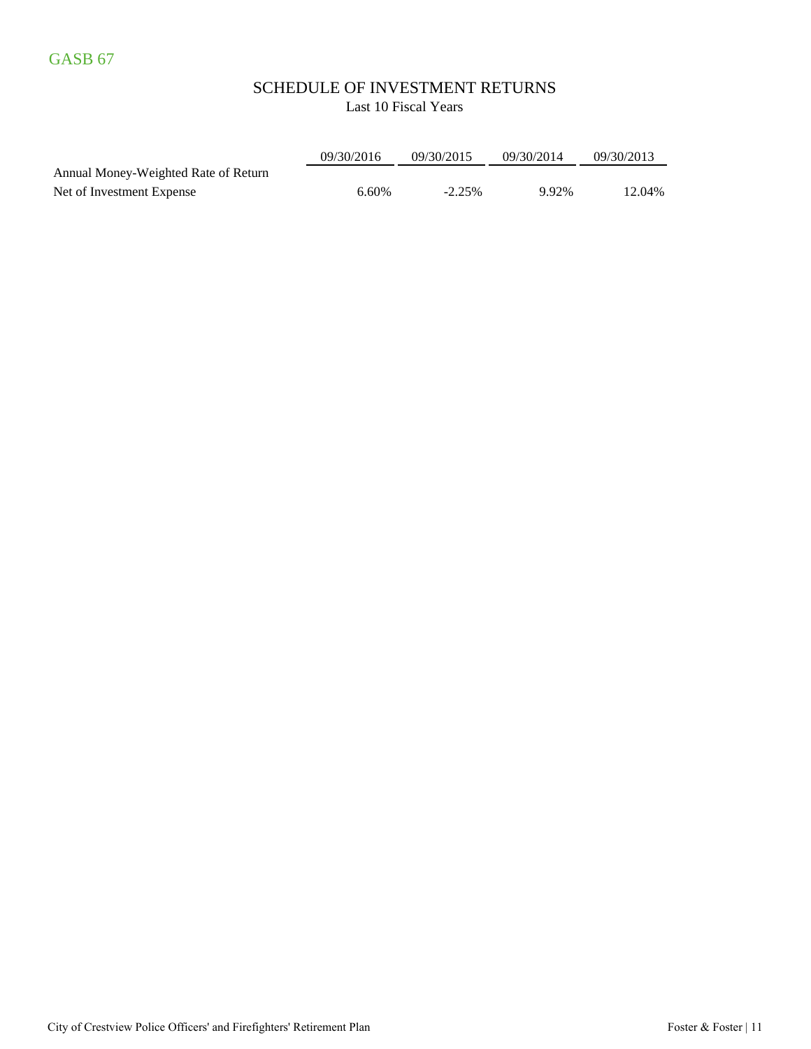GASB 67

# SCHEDULE OF INVESTMENT RETURNS

Last 10 Fiscal Years

| | 09/30/2016 | 09/30/2015 | 09/30/2014 | 09/30/2013 |
|---|---|---|---|---|
| Annual Money-Weighted Rate of Return Net of Investment Expense | 6.60% | -2.25% | 9.92% | 12.04% |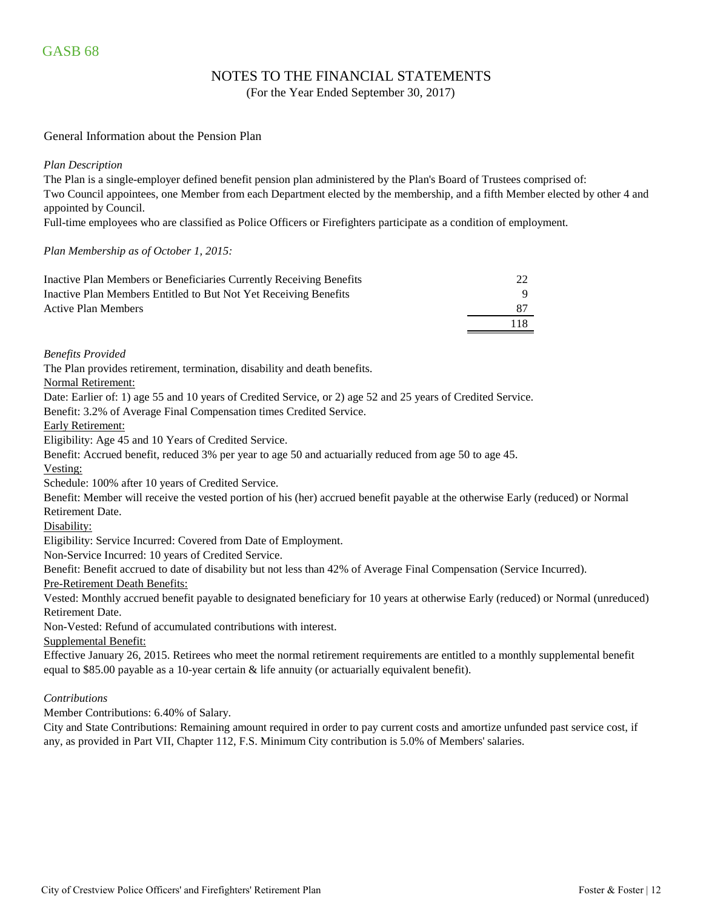GASB 68

## NOTES TO THE FINANCIAL STATEMENTS

(For the Year Ended September 30, 2017)

### General Information about the Pension Plan

*Plan Description*

The Plan is a single-employer defined benefit pension plan administered by the Plan's Board of Trustees comprised of:
Two Council appointees, one Member from each Department elected by the membership, and a fifth Member elected by other 4 and appointed by Council.
Full-time employees who are classified as Police Officers or Firefighters participate as a condition of employment.

*Plan Membership as of October 1, 2015:*

| | |
|---|---|
| Inactive Plan Members or Beneficiaries Currently Receiving Benefits | 22 |
| Inactive Plan Members Entitled to But Not Yet Receiving Benefits | 9 |
| Active Plan Members | 87 |
| | 118 |

*Benefits Provided*

The Plan provides retirement, termination, disability and death benefits.

Normal Retirement:

Date: Earlier of: 1) age 55 and 10 years of Credited Service, or 2) age 52 and 25 years of Credited Service.
Benefit: 3.2% of Average Final Compensation times Credited Service.

Early Retirement:

Eligibility: Age 45 and 10 Years of Credited Service.
Benefit: Accrued benefit, reduced 3% per year to age 50 and actuarially reduced from age 50 to age 45.

Vesting:

Schedule: 100% after 10 years of Credited Service.
Benefit: Member will receive the vested portion of his (her) accrued benefit payable at the otherwise Early (reduced) or Normal Retirement Date.

Disability:

Eligibility: Service Incurred: Covered from Date of Employment.
Non-Service Incurred: 10 years of Credited Service.
Benefit: Benefit accrued to date of disability but not less than 42% of Average Final Compensation (Service Incurred).

Pre-Retirement Death Benefits:

Vested: Monthly accrued benefit payable to designated beneficiary for 10 years at otherwise Early (reduced) or Normal (unreduced) Retirement Date.
Non-Vested: Refund of accumulated contributions with interest.

Supplemental Benefit:

Effective January 26, 2015. Retirees who meet the normal retirement requirements are entitled to a monthly supplemental benefit equal to $85.00 payable as a 10-year certain & life annuity (or actuarially equivalent benefit).

*Contributions*

Member Contributions: 6.40% of Salary.
City and State Contributions: Remaining amount required in order to pay current costs and amortize unfunded past service cost, if any, as provided in Part VII, Chapter 112, F.S. Minimum City contribution is 5.0% of Members' salaries.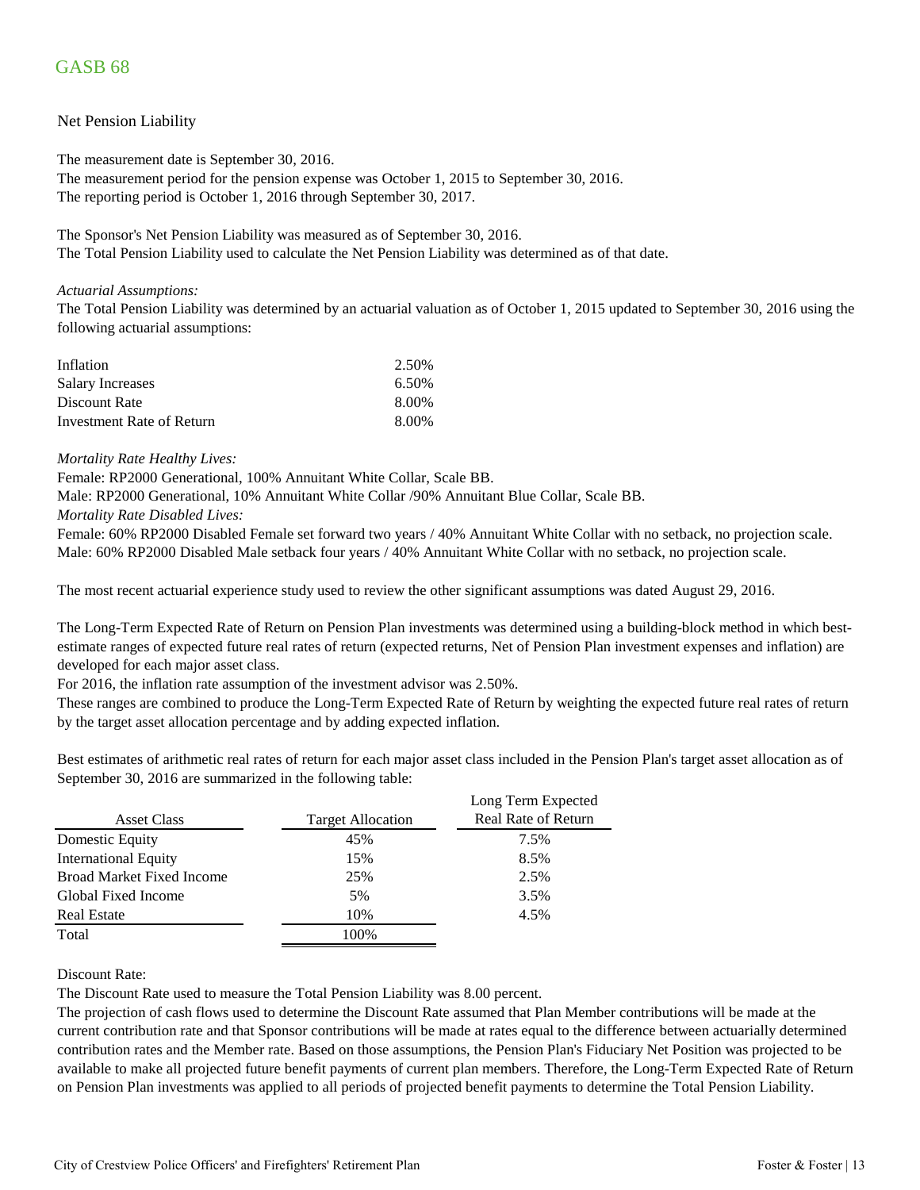# GASB 68

## Net Pension Liability

The measurement date is September 30, 2016.
The measurement period for the pension expense was October 1, 2015 to September 30, 2016.
The reporting period is October 1, 2016 through September 30, 2017.

The Sponsor's Net Pension Liability was measured as of September 30, 2016.
The Total Pension Liability used to calculate the Net Pension Liability was determined as of that date.

*Actuarial Assumptions:*
The Total Pension Liability was determined by an actuarial valuation as of October 1, 2015 updated to September 30, 2016 using the following actuarial assumptions:

| | |
|---|---|
| Inflation | 2.50% |
| Salary Increases | 6.50% |
| Discount Rate | 8.00% |
| Investment Rate of Return | 8.00% |

*Mortality Rate Healthy Lives:*
Female: RP2000 Generational, 100% Annuitant White Collar, Scale BB.
Male: RP2000 Generational, 10% Annuitant White Collar /90% Annuitant Blue Collar, Scale BB.
*Mortality Rate Disabled Lives:*
Female: 60% RP2000 Disabled Female set forward two years / 40% Annuitant White Collar with no setback, no projection scale.
Male: 60% RP2000 Disabled Male setback four years / 40% Annuitant White Collar with no setback, no projection scale.

The most recent actuarial experience study used to review the other significant assumptions was dated August 29, 2016.

The Long-Term Expected Rate of Return on Pension Plan investments was determined using a building-block method in which best-estimate ranges of expected future real rates of return (expected returns, Net of Pension Plan investment expenses and inflation) are developed for each major asset class.
For 2016, the inflation rate assumption of the investment advisor was 2.50%.
These ranges are combined to produce the Long-Term Expected Rate of Return by weighting the expected future real rates of return by the target asset allocation percentage and by adding expected inflation.

Best estimates of arithmetic real rates of return for each major asset class included in the Pension Plan's target asset allocation as of September 30, 2016 are summarized in the following table:

| Asset Class | Target Allocation | Long Term Expected Real Rate of Return |
|---|---|---|
| Domestic Equity | 45% | 7.5% |
| International Equity | 15% | 8.5% |
| Broad Market Fixed Income | 25% | 2.5% |
| Global Fixed Income | 5% | 3.5% |
| Real Estate | 10% | 4.5% |
| Total | 100% | |

Discount Rate:
The Discount Rate used to measure the Total Pension Liability was 8.00 percent.
The projection of cash flows used to determine the Discount Rate assumed that Plan Member contributions will be made at the current contribution rate and that Sponsor contributions will be made at rates equal to the difference between actuarially determined contribution rates and the Member rate. Based on those assumptions, the Pension Plan's Fiduciary Net Position was projected to be available to make all projected future benefit payments of current plan members. Therefore, the Long-Term Expected Rate of Return on Pension Plan investments was applied to all periods of projected benefit payments to determine the Total Pension Liability.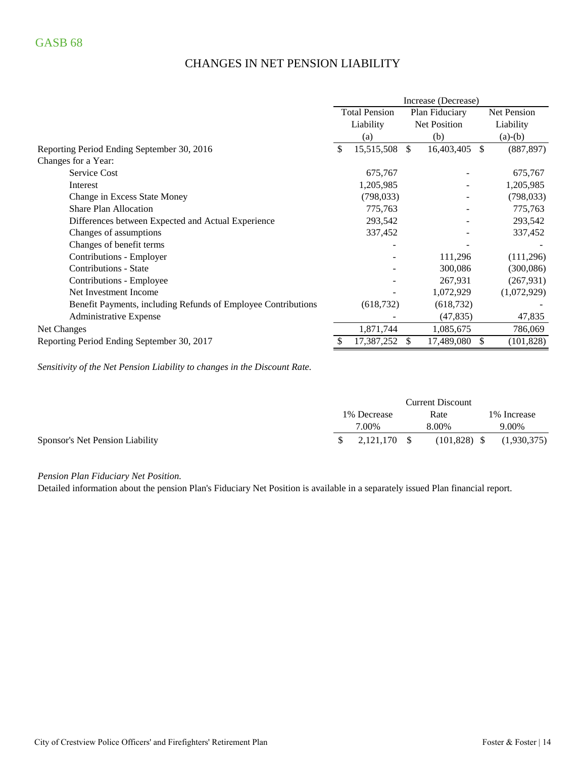GASB 68

## CHANGES IN NET PENSION LIABILITY

| | Increase (Decrease) | | |
|---|---|---|---|
| | Total Pension Liability (a) | Plan Fiduciary Net Position (b) | Net Pension Liability (a)-(b) |
| Reporting Period Ending September 30, 2016 | $ 15,515,508 | $ 16,403,405 | $ (887,897) |
| Changes for a Year: | | | |
| Service Cost | 675,767 | - | 675,767 |
| Interest | 1,205,985 | - | 1,205,985 |
| Change in Excess State Money | (798,033) | - | (798,033) |
| Share Plan Allocation | 775,763 | - | 775,763 |
| Differences between Expected and Actual Experience | 293,542 | - | 293,542 |
| Changes of assumptions | 337,452 | - | 337,452 |
| Changes of benefit terms | - | - | - |
| Contributions - Employer | - | 111,296 | (111,296) |
| Contributions - State | - | 300,086 | (300,086) |
| Contributions - Employee | - | 267,931 | (267,931) |
| Net Investment Income | - | 1,072,929 | (1,072,929) |
| Benefit Payments, including Refunds of Employee Contributions | (618,732) | (618,732) | - |
| Administrative Expense | - | (47,835) | 47,835 |
| Net Changes | 1,871,744 | 1,085,675 | 786,069 |
| Reporting Period Ending September 30, 2017 | $ 17,387,252 | $ 17,489,080 | $ (101,828) |

*Sensitivity of the Net Pension Liability to changes in the Discount Rate.*

| | 1% Decrease 7.00% | Current Discount Rate 8.00% | 1% Increase 9.00% |
|---|---|---|---|
| Sponsor's Net Pension Liability | $ 2,121,170 | $ (101,828) | $ (1,930,375) |

*Pension Plan Fiduciary Net Position.*

Detailed information about the pension Plan's Fiduciary Net Position is available in a separately issued Plan financial report.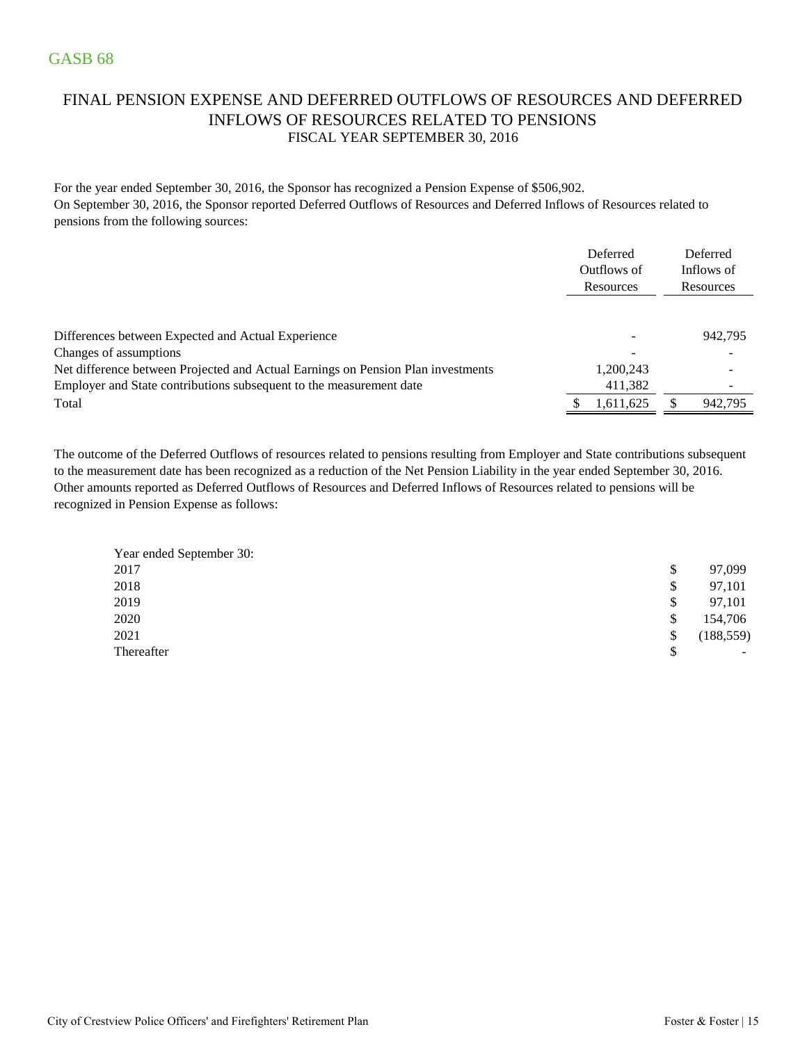GASB 68

# FINAL PENSION EXPENSE AND DEFERRED OUTFLOWS OF RESOURCES AND DEFERRED INFLOWS OF RESOURCES RELATED TO PENSIONS

FISCAL YEAR SEPTEMBER 30, 2016

For the year ended September 30, 2016, the Sponsor has recognized a Pension Expense of $506,902.
On September 30, 2016, the Sponsor reported Deferred Outflows of Resources and Deferred Inflows of Resources related to pensions from the following sources:

| | Deferred Outflows of Resources | Deferred Inflows of Resources |
|---|---|---|
| Differences between Expected and Actual Experience | - | 942,795 |
| Changes of assumptions | - | - |
| Net difference between Projected and Actual Earnings on Pension Plan investments | 1,200,243 | - |
| Employer and State contributions subsequent to the measurement date | 411,382 | - |
| Total | $ 1,611,625 | $ 942,795 |

The outcome of the Deferred Outflows of resources related to pensions resulting from Employer and State contributions subsequent to the measurement date has been recognized as a reduction of the Net Pension Liability in the year ended September 30, 2016. Other amounts reported as Deferred Outflows of Resources and Deferred Inflows of Resources related to pensions will be recognized in Pension Expense as follows:

| Year ended September 30: | |
|---|---|
| 2017 | $ 97,099 |
| 2018 | $ 97,101 |
| 2019 | $ 97,101 |
| 2020 | $ 154,706 |
| 2021 | $ (188,559) |
| Thereafter | $ - |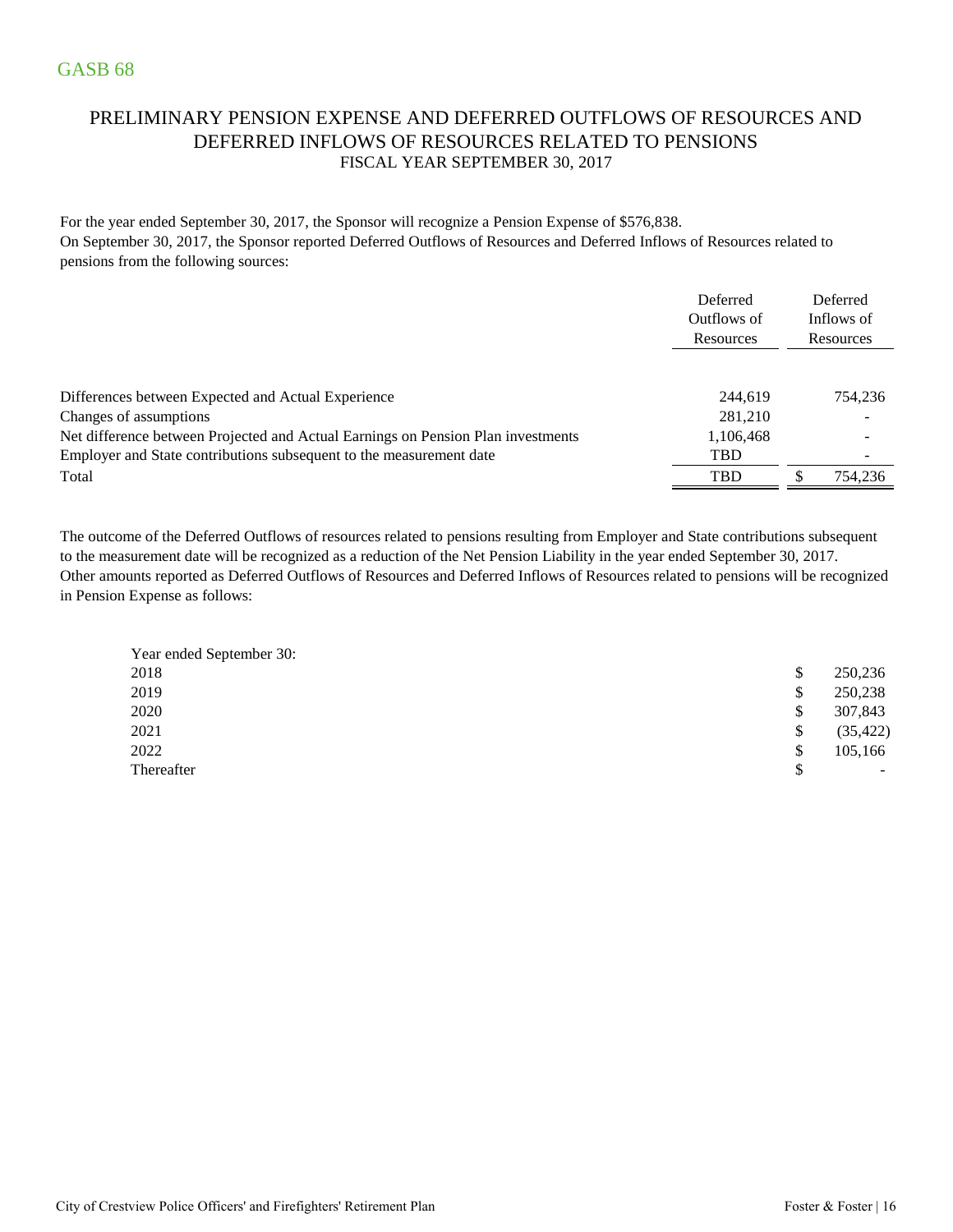GASB 68

## PRELIMINARY PENSION EXPENSE AND DEFERRED OUTFLOWS OF RESOURCES AND DEFERRED INFLOWS OF RESOURCES RELATED TO PENSIONS

### FISCAL YEAR SEPTEMBER 30, 2017

For the year ended September 30, 2017, the Sponsor will recognize a Pension Expense of $576,838.
On September 30, 2017, the Sponsor reported Deferred Outflows of Resources and Deferred Inflows of Resources related to pensions from the following sources:

| | Deferred Outflows of Resources | Deferred Inflows of Resources |
|---|---|---|
| Differences between Expected and Actual Experience | 244,619 | 754,236 |
| Changes of assumptions | 281,210 | - |
| Net difference between Projected and Actual Earnings on Pension Plan investments | 1,106,468 | - |
| Employer and State contributions subsequent to the measurement date | TBD | - |
| Total | TBD | $ 754,236 |

The outcome of the Deferred Outflows of resources related to pensions resulting from Employer and State contributions subsequent to the measurement date will be recognized as a reduction of the Net Pension Liability in the year ended September 30, 2017.
Other amounts reported as Deferred Outflows of Resources and Deferred Inflows of Resources related to pensions will be recognized in Pension Expense as follows:

| Year ended September 30: | |
|---|---|
| 2018 | $ 250,236 |
| 2019 | $ 250,238 |
| 2020 | $ 307,843 |
| 2021 | $ (35,422) |
| 2022 | $ 105,166 |
| Thereafter | $ - |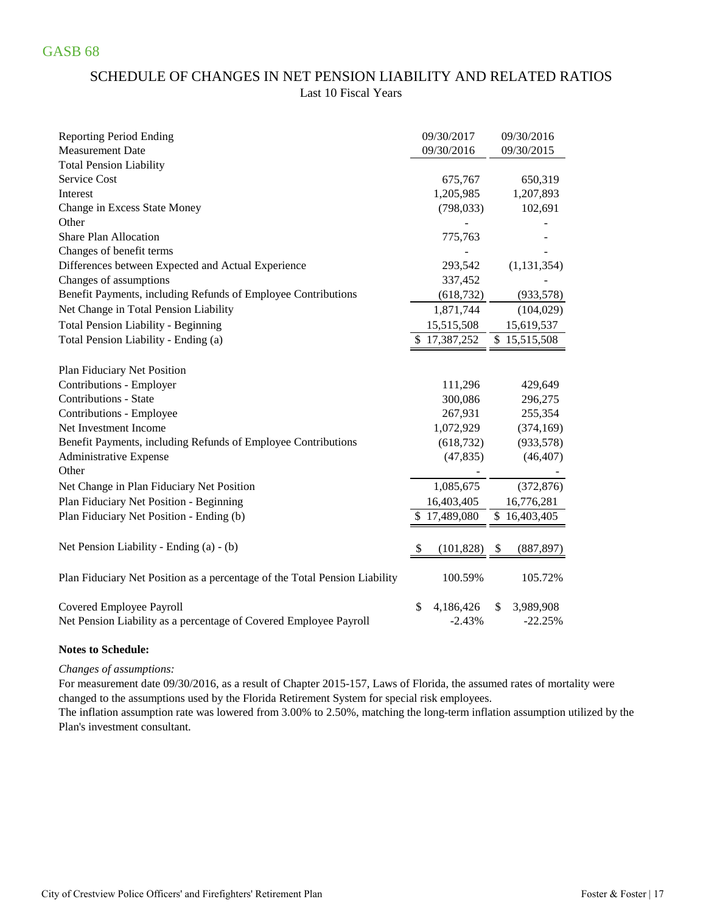GASB 68

## SCHEDULE OF CHANGES IN NET PENSION LIABILITY AND RELATED RATIOS

Last 10 Fiscal Years

| Reporting Period Ending | 09/30/2017 | 09/30/2016 |
|---|---|---|
| Measurement Date | 09/30/2016 | 09/30/2015 |
| **Total Pension Liability** | | |
| Service Cost | 675,767 | 650,319 |
| Interest | 1,205,985 | 1,207,893 |
| Change in Excess State Money | (798,033) | 102,691 |
| Other | - | - |
| Share Plan Allocation | 775,763 | - |
| Changes of benefit terms | - | - |
| Differences between Expected and Actual Experience | 293,542 | (1,131,354) |
| Changes of assumptions | 337,452 | - |
| Benefit Payments, including Refunds of Employee Contributions | (618,732) | (933,578) |
| Net Change in Total Pension Liability | 1,871,744 | (104,029) |
| Total Pension Liability - Beginning | 15,515,508 | 15,619,537 |
| Total Pension Liability - Ending (a) | $ 17,387,252 | $ 15,515,508 |
| | | |
| **Plan Fiduciary Net Position** | | |
| Contributions - Employer | 111,296 | 429,649 |
| Contributions - State | 300,086 | 296,275 |
| Contributions - Employee | 267,931 | 255,354 |
| Net Investment Income | 1,072,929 | (374,169) |
| Benefit Payments, including Refunds of Employee Contributions | (618,732) | (933,578) |
| Administrative Expense | (47,835) | (46,407) |
| Other | - | - |
| Net Change in Plan Fiduciary Net Position | 1,085,675 | (372,876) |
| Plan Fiduciary Net Position - Beginning | 16,403,405 | 16,776,281 |
| Plan Fiduciary Net Position - Ending (b) | $ 17,489,080 | $ 16,403,405 |
| | | |
| Net Pension Liability - Ending (a) - (b) | $ (101,828) | $ (887,897) |
| | | |
| Plan Fiduciary Net Position as a percentage of the Total Pension Liability | 100.59% | 105.72% |
| | | |
| Covered Employee Payroll | $ 4,186,426 | $ 3,989,908 |
| Net Pension Liability as a percentage of Covered Employee Payroll | -2.43% | -22.25% |

**Notes to Schedule:**

*Changes of assumptions:*

For measurement date 09/30/2016, as a result of Chapter 2015-157, Laws of Florida, the assumed rates of mortality were changed to the assumptions used by the Florida Retirement System for special risk employees.

The inflation assumption rate was lowered from 3.00% to 2.50%, matching the long-term inflation assumption utilized by the Plan's investment consultant.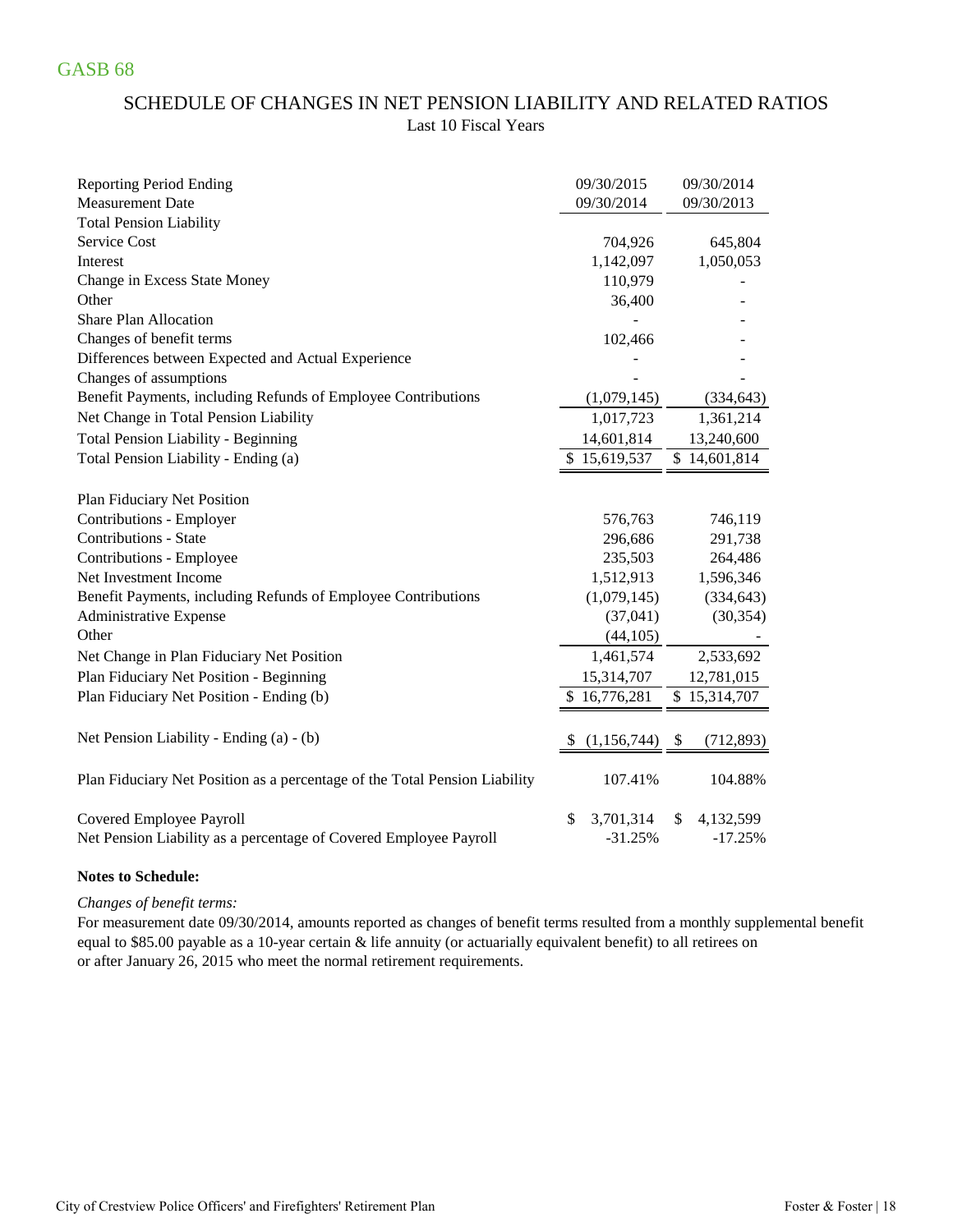GASB 68

## SCHEDULE OF CHANGES IN NET PENSION LIABILITY AND RELATED RATIOS

Last 10 Fiscal Years

| Reporting Period Ending | 09/30/2015 | 09/30/2014 |
|---|---|---|
| Measurement Date | 09/30/2014 | 09/30/2013 |
| **Total Pension Liability** | | |
| Service Cost | 704,926 | 645,804 |
| Interest | 1,142,097 | 1,050,053 |
| Change in Excess State Money | 110,979 | - |
| Other | 36,400 | - |
| Share Plan Allocation | - | - |
| Changes of benefit terms | 102,466 | - |
| Differences between Expected and Actual Experience | - | - |
| Changes of assumptions | - | - |
| Benefit Payments, including Refunds of Employee Contributions | (1,079,145) | (334,643) |
| Net Change in Total Pension Liability | 1,017,723 | 1,361,214 |
| Total Pension Liability - Beginning | 14,601,814 | 13,240,600 |
| Total Pension Liability - Ending (a) | $ 15,619,537 | $ 14,601,814 |
| | | |
| **Plan Fiduciary Net Position** | | |
| Contributions - Employer | 576,763 | 746,119 |
| Contributions - State | 296,686 | 291,738 |
| Contributions - Employee | 235,503 | 264,486 |
| Net Investment Income | 1,512,913 | 1,596,346 |
| Benefit Payments, including Refunds of Employee Contributions | (1,079,145) | (334,643) |
| Administrative Expense | (37,041) | (30,354) |
| Other | (44,105) | - |
| Net Change in Plan Fiduciary Net Position | 1,461,574 | 2,533,692 |
| Plan Fiduciary Net Position - Beginning | 15,314,707 | 12,781,015 |
| Plan Fiduciary Net Position - Ending (b) | $ 16,776,281 | $ 15,314,707 |
| | | |
| Net Pension Liability - Ending (a) - (b) | $ (1,156,744) | $ (712,893) |
| | | |
| Plan Fiduciary Net Position as a percentage of the Total Pension Liability | 107.41% | 104.88% |
| | | |
| Covered Employee Payroll | $ 3,701,314 | $ 4,132,599 |
| Net Pension Liability as a percentage of Covered Employee Payroll | -31.25% | -17.25% |

**Notes to Schedule:**

*Changes of benefit terms:*

For measurement date 09/30/2014, amounts reported as changes of benefit terms resulted from a monthly supplemental benefit equal to $85.00 payable as a 10-year certain & life annuity (or actuarially equivalent benefit) to all retirees on or after January 26, 2015 who meet the normal retirement requirements.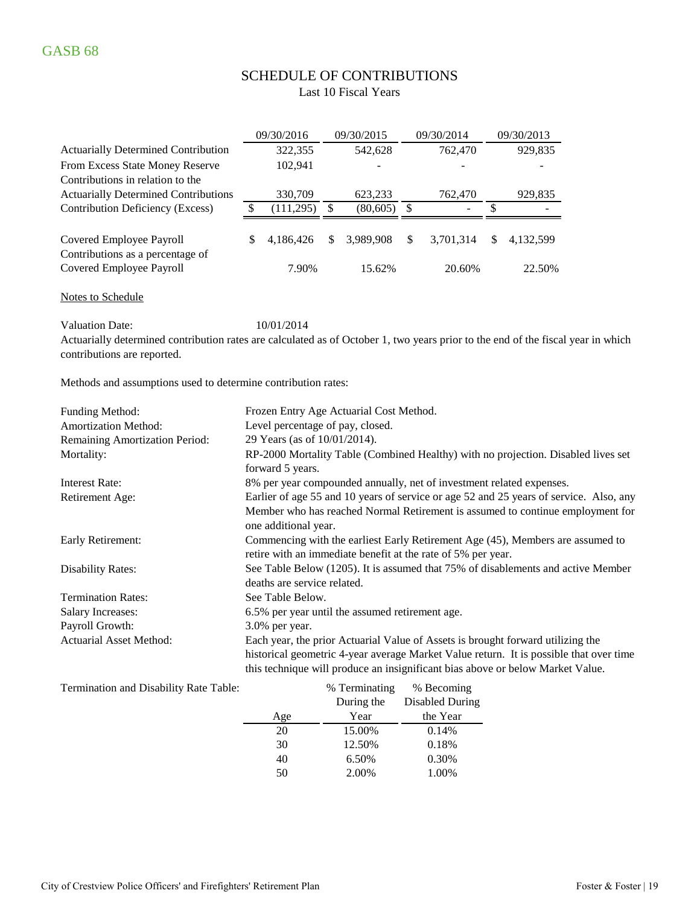GASB 68

## SCHEDULE OF CONTRIBUTIONS

Last 10 Fiscal Years

| | 09/30/2016 | 09/30/2015 | 09/30/2014 | 09/30/2013 |
|---|---|---|---|---|
| Actuarially Determined Contribution | 322,355 | 542,628 | 762,470 | 929,835 |
| From Excess State Money Reserve | 102,941 | - | - | - |
| Contributions in relation to the Actuarially Determined Contributions | 330,709 | 623,233 | 762,470 | 929,835 |
| Contribution Deficiency (Excess) | $ (111,295) | $ (80,605) | $ - | $ - |
| Covered Employee Payroll | $ 4,186,426 | $ 3,989,908 | $ 3,701,314 | $ 4,132,599 |
| Contributions as a percentage of Covered Employee Payroll | 7.90% | 15.62% | 20.60% | 22.50% |

Notes to Schedule

Valuation Date: 10/01/2014

Actuarially determined contribution rates are calculated as of October 1, two years prior to the end of the fiscal year in which contributions are reported.

Methods and assumptions used to determine contribution rates:

| | |
|---|---|
| Funding Method: | Frozen Entry Age Actuarial Cost Method. |
| Amortization Method: | Level percentage of pay, closed. |
| Remaining Amortization Period: | 29 Years (as of 10/01/2014). |
| Mortality: | RP-2000 Mortality Table (Combined Healthy) with no projection. Disabled lives set forward 5 years. |
| Interest Rate: | 8% per year compounded annually, net of investment related expenses. |
| Retirement Age: | Earlier of age 55 and 10 years of service or age 52 and 25 years of service. Also, any Member who has reached Normal Retirement is assumed to continue employment for one additional year. |
| Early Retirement: | Commencing with the earliest Early Retirement Age (45), Members are assumed to retire with an immediate benefit at the rate of 5% per year. |
| Disability Rates: | See Table Below (1205). It is assumed that 75% of disablements and active Member deaths are service related. |
| Termination Rates: | See Table Below. |
| Salary Increases: | 6.5% per year until the assumed retirement age. |
| Payroll Growth: | 3.0% per year. |
| Actuarial Asset Method: | Each year, the prior Actuarial Value of Assets is brought forward utilizing the historical geometric 4-year average Market Value return. It is possible that over time this technique will produce an insignificant bias above or below Market Value. |

Termination and Disability Rate Table:

| Age | % Terminating During the Year | % Becoming Disabled During the Year |
|---|---|---|
| 20 | 15.00% | 0.14% |
| 30 | 12.50% | 0.18% |
| 40 | 6.50% | 0.30% |
| 50 | 2.00% | 1.00% |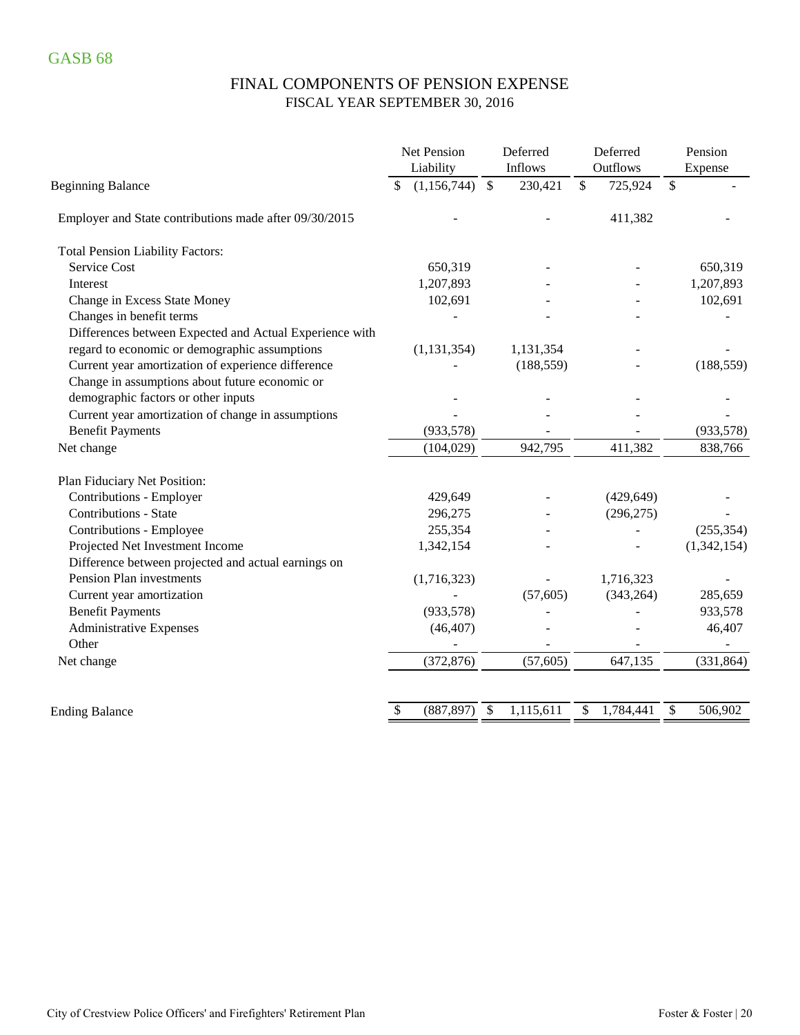GASB 68

## FINAL COMPONENTS OF PENSION EXPENSE
### FISCAL YEAR SEPTEMBER 30, 2016

| | Net Pension Liability | Deferred Inflows | Deferred Outflows | Pension Expense |
|---|---|---|---|---|
| Beginning Balance | $ (1,156,744) | $ 230,421 | $ 725,924 | $ - |
| Employer and State contributions made after 09/30/2015 | - | - | 411,382 | - |
| Total Pension Liability Factors: | | | | |
| Service Cost | 650,319 | - | - | 650,319 |
| Interest | 1,207,893 | - | - | 1,207,893 |
| Change in Excess State Money | 102,691 | - | - | 102,691 |
| Changes in benefit terms | - | - | - | - |
| Differences between Expected and Actual Experience with regard to economic or demographic assumptions | (1,131,354) | 1,131,354 | - | - |
| Current year amortization of experience difference | - | (188,559) | - | (188,559) |
| Change in assumptions about future economic or demographic factors or other inputs | - | - | - | - |
| Current year amortization of change in assumptions | - | - | - | - |
| Benefit Payments | (933,578) | - | - | (933,578) |
| Net change | (104,029) | 942,795 | 411,382 | 838,766 |
| Plan Fiduciary Net Position: | | | | |
| Contributions - Employer | 429,649 | - | (429,649) | - |
| Contributions - State | 296,275 | - | (296,275) | - |
| Contributions - Employee | 255,354 | - | - | (255,354) |
| Projected Net Investment Income | 1,342,154 | - | - | (1,342,154) |
| Difference between projected and actual earnings on Pension Plan investments | (1,716,323) | - | 1,716,323 | - |
| Current year amortization | - | (57,605) | (343,264) | 285,659 |
| Benefit Payments | (933,578) | - | - | 933,578 |
| Administrative Expenses | (46,407) | - | - | 46,407 |
| Other | - | - | - | - |
| Net change | (372,876) | (57,605) | 647,135 | (331,864) |
| Ending Balance | $ (887,897) | $ 1,115,611 | $ 1,784,441 | $ 506,902 |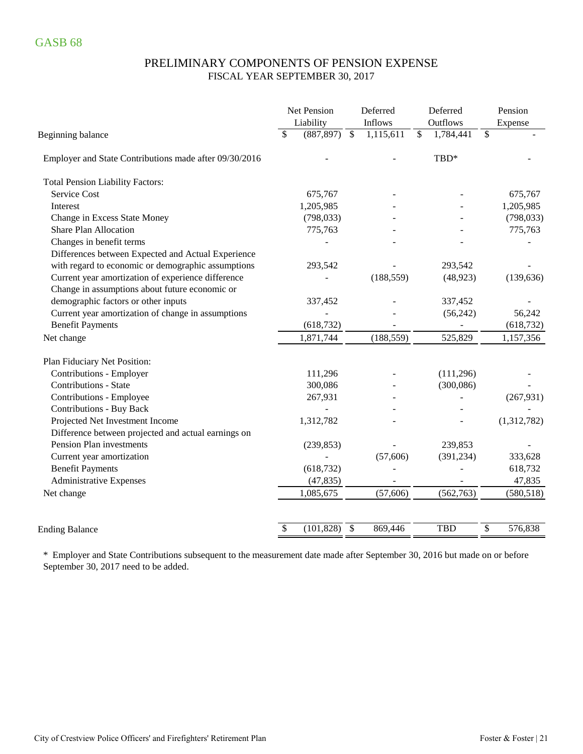GASB 68

## PRELIMINARY COMPONENTS OF PENSION EXPENSE
### FISCAL YEAR SEPTEMBER 30, 2017

| | Net Pension Liability | Deferred Inflows | Deferred Outflows | Pension Expense |
|---|---|---|---|---|
| Beginning balance | $ (887,897) | $ 1,115,611 | $ 1,784,441 | $ - |
| Employer and State Contributions made after 09/30/2016 | - | - | TBD* | - |
| Total Pension Liability Factors: | | | | |
| Service Cost | 675,767 | - | - | 675,767 |
| Interest | 1,205,985 | - | - | 1,205,985 |
| Change in Excess State Money | (798,033) | - | - | (798,033) |
| Share Plan Allocation | 775,763 | - | - | 775,763 |
| Changes in benefit terms | - | - | - | - |
| Differences between Expected and Actual Experience with regard to economic or demographic assumptions | 293,542 | - | 293,542 | - |
| Current year amortization of experience difference | - | (188,559) | (48,923) | (139,636) |
| Change in assumptions about future economic or demographic factors or other inputs | 337,452 | - | 337,452 | - |
| Current year amortization of change in assumptions | - | - | (56,242) | 56,242 |
| Benefit Payments | (618,732) | - | - | (618,732) |
| Net change | 1,871,744 | (188,559) | 525,829 | 1,157,356 |
| Plan Fiduciary Net Position: | | | | |
| Contributions - Employer | 111,296 | - | (111,296) | - |
| Contributions - State | 300,086 | - | (300,086) | - |
| Contributions - Employee | 267,931 | - | - | (267,931) |
| Contributions - Buy Back | - | - | - | - |
| Projected Net Investment Income | 1,312,782 | - | - | (1,312,782) |
| Difference between projected and actual earnings on Pension Plan investments | (239,853) | - | 239,853 | - |
| Current year amortization | - | (57,606) | (391,234) | 333,628 |
| Benefit Payments | (618,732) | - | - | 618,732 |
| Administrative Expenses | (47,835) | - | - | 47,835 |
| Net change | 1,085,675 | (57,606) | (562,763) | (580,518) |
| Ending Balance | $ (101,828) | $ 869,446 | TBD | $ 576,838 |

\* Employer and State Contributions subsequent to the measurement date made after September 30, 2016 but made on or before September 30, 2017 need to be added.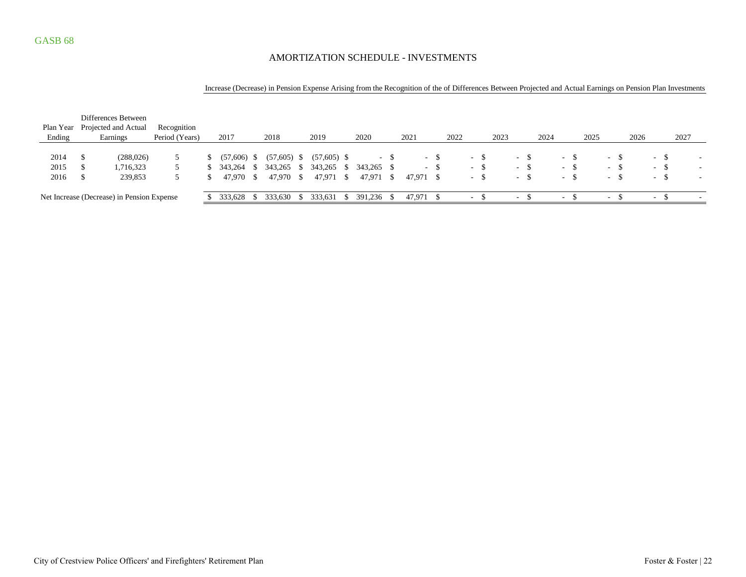GASB 68

## AMORTIZATION SCHEDULE - INVESTMENTS

Increase (Decrease) in Pension Expense Arising from the Recognition of the of Differences Between Projected and Actual Earnings on Pension Plan Investments

| Plan Year Ending | Differences Between Projected and Actual Earnings | Recognition Period (Years) | 2017 | 2018 | 2019 | 2020 | 2021 | 2022 | 2023 | 2024 | 2025 | 2026 | 2027 |
|---|---|---|---|---|---|---|---|---|---|---|---|---|---|
| 2014 | $ (288,026) | 5 | $ (57,606) | $ (57,605) | $ (57,605) | $ - | $ - | $ - | $ - | $ - | $ - | $ - | $ - |
| 2015 | $ 1,716,323 | 5 | $ 343,264 | $ 343,265 | $ 343,265 | $ 343,265 | $ - | $ - | $ - | $ - | $ - | $ - | $ - |
| 2016 | $ 239,853 | 5 | $ 47,970 | $ 47,970 | $ 47,971 | $ 47,971 | $ 47,971 | $ - | $ - | $ - | $ - | $ - | $ - |
| Net Increase (Decrease) in Pension Expense | | | $ 333,628 | $ 333,630 | $ 333,631 | $ 391,236 | $ 47,971 | $ - | $ - | $ - | $ - | $ - | $ - |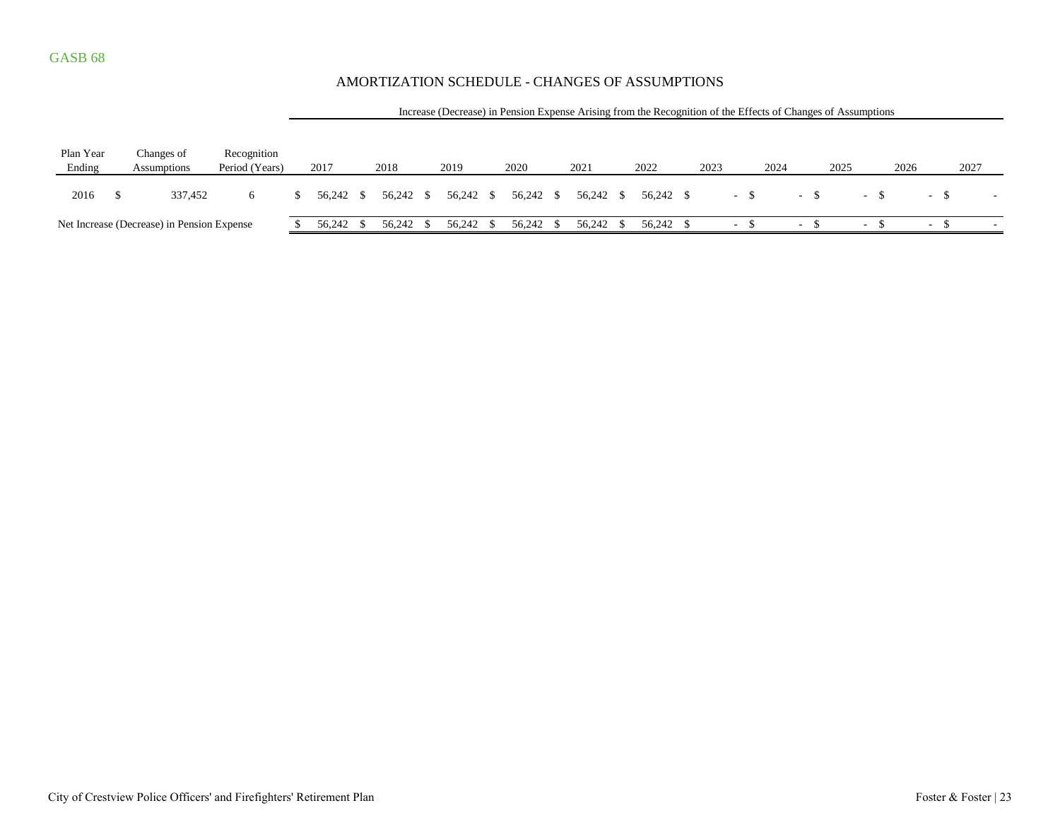GASB 68

## AMORTIZATION SCHEDULE - CHANGES OF ASSUMPTIONS

| | | | Increase (Decrease) in Pension Expense Arising from the Recognition of the Effects of Changes of Assumptions | | | | | | | | | | |
|---|---|---|---|---|---|---|---|---|---|---|---|---|---|
| Plan Year Ending | Changes of Assumptions | Recognition Period (Years) | 2017 | 2018 | 2019 | 2020 | 2021 | 2022 | 2023 | 2024 | 2025 | 2026 | 2027 |
| 2016 | $ 337,452 | 6 | $ 56,242 | $ 56,242 | $ 56,242 | $ 56,242 | $ 56,242 | $ 56,242 | $ - | $ - | $ - | $ - | $ - |
| Net Increase (Decrease) in Pension Expense | | | $ 56,242 | $ 56,242 | $ 56,242 | $ 56,242 | $ 56,242 | $ 56,242 | $ - | $ - | $ - | $ - | $ - |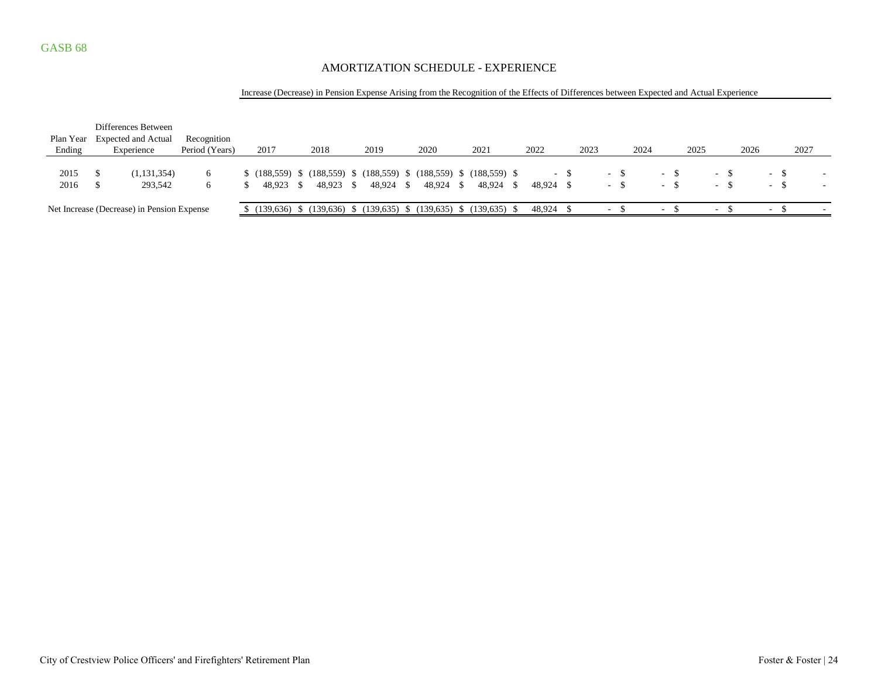GASB 68

## AMORTIZATION SCHEDULE - EXPERIENCE

Increase (Decrease) in Pension Expense Arising from the Recognition of the Effects of Differences between Expected and Actual Experience

| Plan Year Ending | Differences Between Expected and Actual Experience | Recognition Period (Years) | 2017 | 2018 | 2019 | 2020 | 2021 | 2022 | 2023 | 2024 | 2025 | 2026 | 2027 |
|---|---|---|---|---|---|---|---|---|---|---|---|---|---|
| 2015 | $ (1,131,354) | 6 | $ (188,559) | $ (188,559) | $ (188,559) | $ (188,559) | $ (188,559) | $ - | $ - | $ - | $ - | $ - | $ - |
| 2016 | $ 293,542 | 6 | $ 48,923 | $ 48,923 | $ 48,924 | $ 48,924 | $ 48,924 | $ 48,924 | $ - | $ - | $ - | $ - | $ - |
| Net Increase (Decrease) in Pension Expense | | | $ (139,636) | $ (139,636) | $ (139,635) | $ (139,635) | $ (139,635) | $ 48,924 | $ - | $ - | $ - | $ - | $ - |